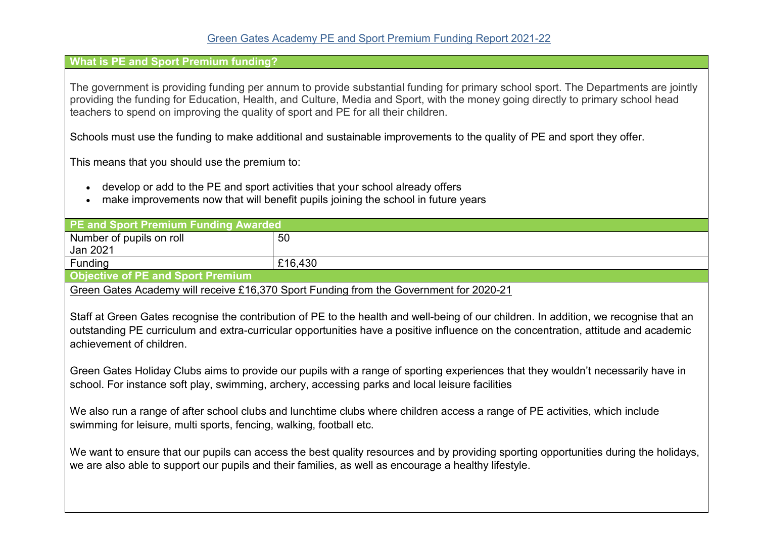# Green Gates Academy PE and Sport Premium Funding Report 2021-22

## What is PE and Sport Premium funding?

The government is providing funding per annum to provide substantial funding for primary school sport. The Departments are jointly providing the funding for Education, Health, and Culture, Media and Sport, with the money going directly to primary school head teachers to spend on improving the quality of sport and PE for all their children.

Schools must use the funding to make additional and sustainable improvements to the quality of PE and sport they offer.

This means that you should use the premium to:

- develop or add to the PE and sport activities that your school already offers
- make improvements now that will benefit pupils joining the school in future years

## PE and Sport Premium Funding Awarded

| | |
|---|---|
| Number of pupils on roll Jan 2021 | 50 |
| Funding | £16,430 |

## Objective of PE and Sport Premium

Green Gates Academy will receive £16,370 Sport Funding from the Government for 2020-21

Staff at Green Gates recognise the contribution of PE to the health and well-being of our children. In addition, we recognise that an outstanding PE curriculum and extra-curricular opportunities have a positive influence on the concentration, attitude and academic achievement of children.

Green Gates Holiday Clubs aims to provide our pupils with a range of sporting experiences that they wouldn't necessarily have in school. For instance soft play, swimming, archery, accessing parks and local leisure facilities

We also run a range of after school clubs and lunchtime clubs where children access a range of PE activities, which include swimming for leisure, multi sports, fencing, walking, football etc.

We want to ensure that our pupils can access the best quality resources and by providing sporting opportunities during the holidays, we are also able to support our pupils and their families, as well as encourage a healthy lifestyle.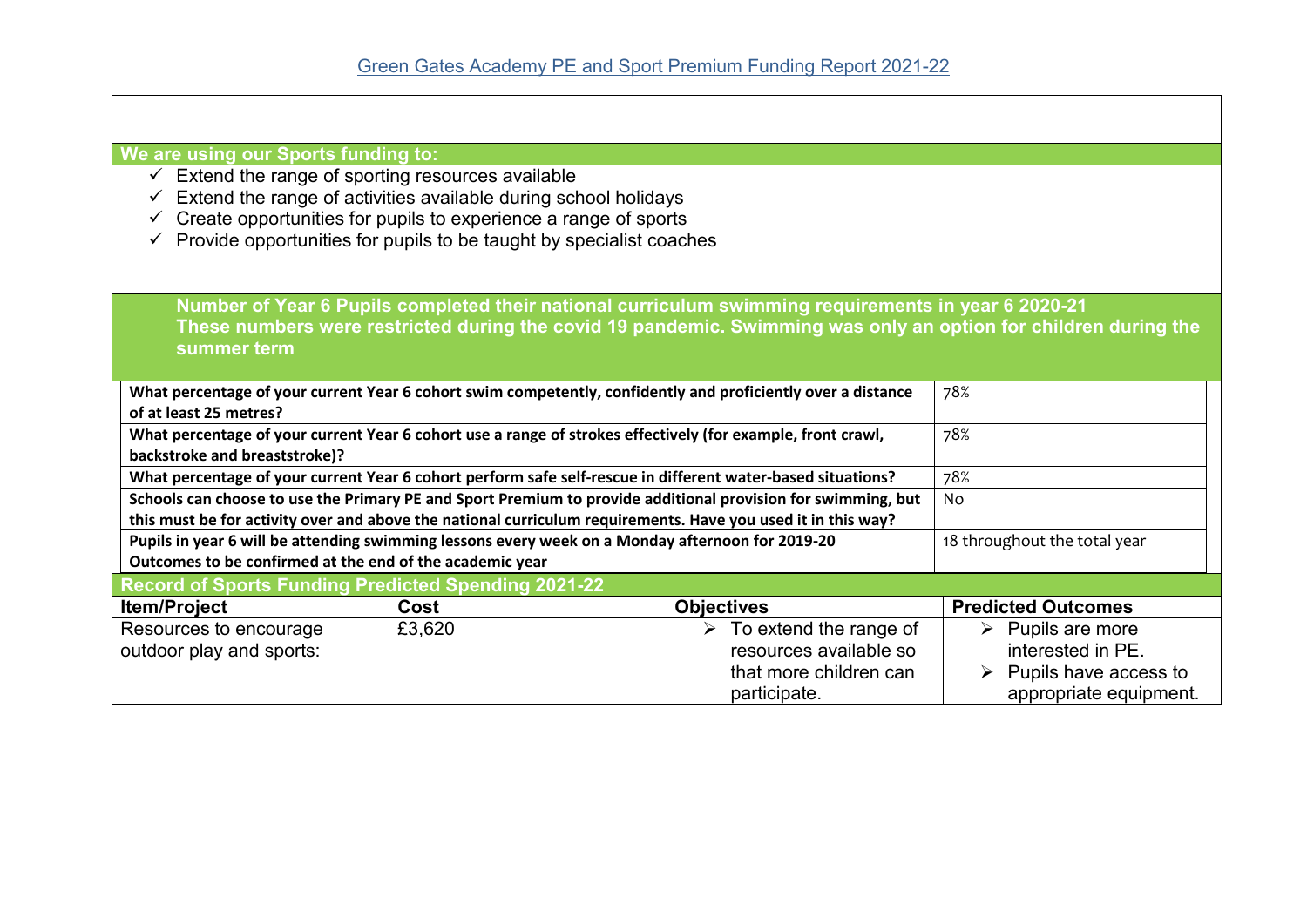Green Gates Academy PE and Sport Premium Funding Report 2021-22

**We are using our Sports funding to:**

- ✓ Extend the range of sporting resources available
- ✓ Extend the range of activities available during school holidays
- ✓ Create opportunities for pupils to experience a range of sports
- ✓ Provide opportunities for pupils to be taught by specialist coaches

**Number of Year 6 Pupils completed their national curriculum swimming requirements in year 6 2020-21**
**These numbers were restricted during the covid 19 pandemic. Swimming was only an option for children during the summer term**

| | |
|---|---|
| **What percentage of your current Year 6 cohort swim competently, confidently and proficiently over a distance of at least 25 metres?** | 78% |
| **What percentage of your current Year 6 cohort use a range of strokes effectively (for example, front crawl, backstroke and breaststroke)?** | 78% |
| **What percentage of your current Year 6 cohort perform safe self-rescue in different water-based situations?** | 78% |
| **Schools can choose to use the Primary PE and Sport Premium to provide additional provision for swimming, but this must be for activity over and above the national curriculum requirements. Have you used it in this way?** | No |
| **Pupils in year 6 will be attending swimming lessons every week on a Monday afternoon for 2019-20 Outcomes to be confirmed at the end of the academic year** | 18 throughout the total year |

**Record of Sports Funding Predicted Spending 2021-22**

| Item/Project | Cost | Objectives | Predicted Outcomes |
|---|---|---|---|
| Resources to encourage outdoor play and sports: | £3,620 | ➢ To extend the range of resources available so that more children can participate. | ➢ Pupils are more interested in PE. ➢ Pupils have access to appropriate equipment. |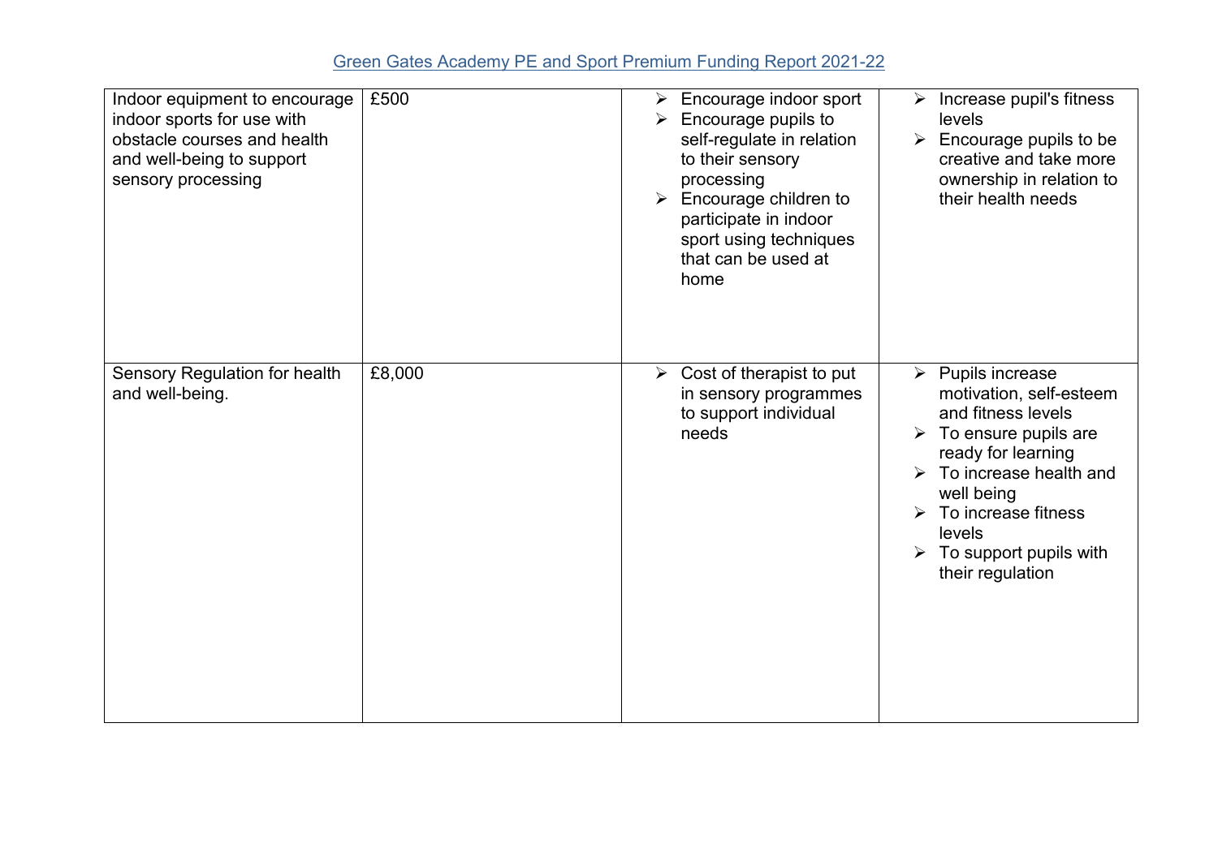| Indoor equipment to encourage indoor sports for use with obstacle courses and health and well-being to support sensory processing | £500 | ➢ Encourage indoor sport<br>➢ Encourage pupils to self-regulate in relation to their sensory processing<br>➢ Encourage children to participate in indoor sport using techniques that can be used at home | ➢ Increase pupil's fitness levels<br>➢ Encourage pupils to be creative and take more ownership in relation to their health needs |
|---|---|---|---|
| Sensory Regulation for health and well-being. | £8,000 | ➢ Cost of therapist to put in sensory programmes to support individual needs | ➢ Pupils increase motivation, self-esteem and fitness levels<br>➢ To ensure pupils are ready for learning<br>➢ To increase health and well being<br>➢ To increase fitness levels<br>➢ To support pupils with their regulation |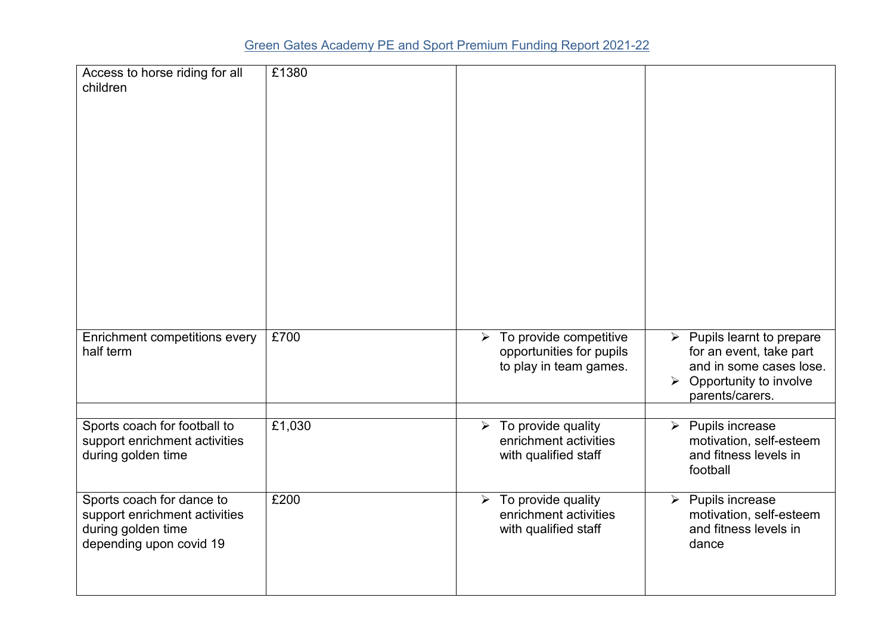Green Gates Academy PE and Sport Premium Funding Report 2021-22

| | | | |
|---|---|---|---|
| Access to horse riding for all children | £1380 | | |
| Enrichment competitions every half term | £700 | ➢ To provide competitive opportunities for pupils to play in team games. | ➢ Pupils learnt to prepare for an event, take part and in some cases lose.<br>➢ Opportunity to involve parents/carers. |
| | | | |
| Sports coach for football to support enrichment activities during golden time | £1,030 | ➢ To provide quality enrichment activities with qualified staff | ➢ Pupils increase motivation, self-esteem and fitness levels in football |
| Sports coach for dance to support enrichment activities during golden time depending upon covid 19 | £200 | ➢ To provide quality enrichment activities with qualified staff | ➢ Pupils increase motivation, self-esteem and fitness levels in dance |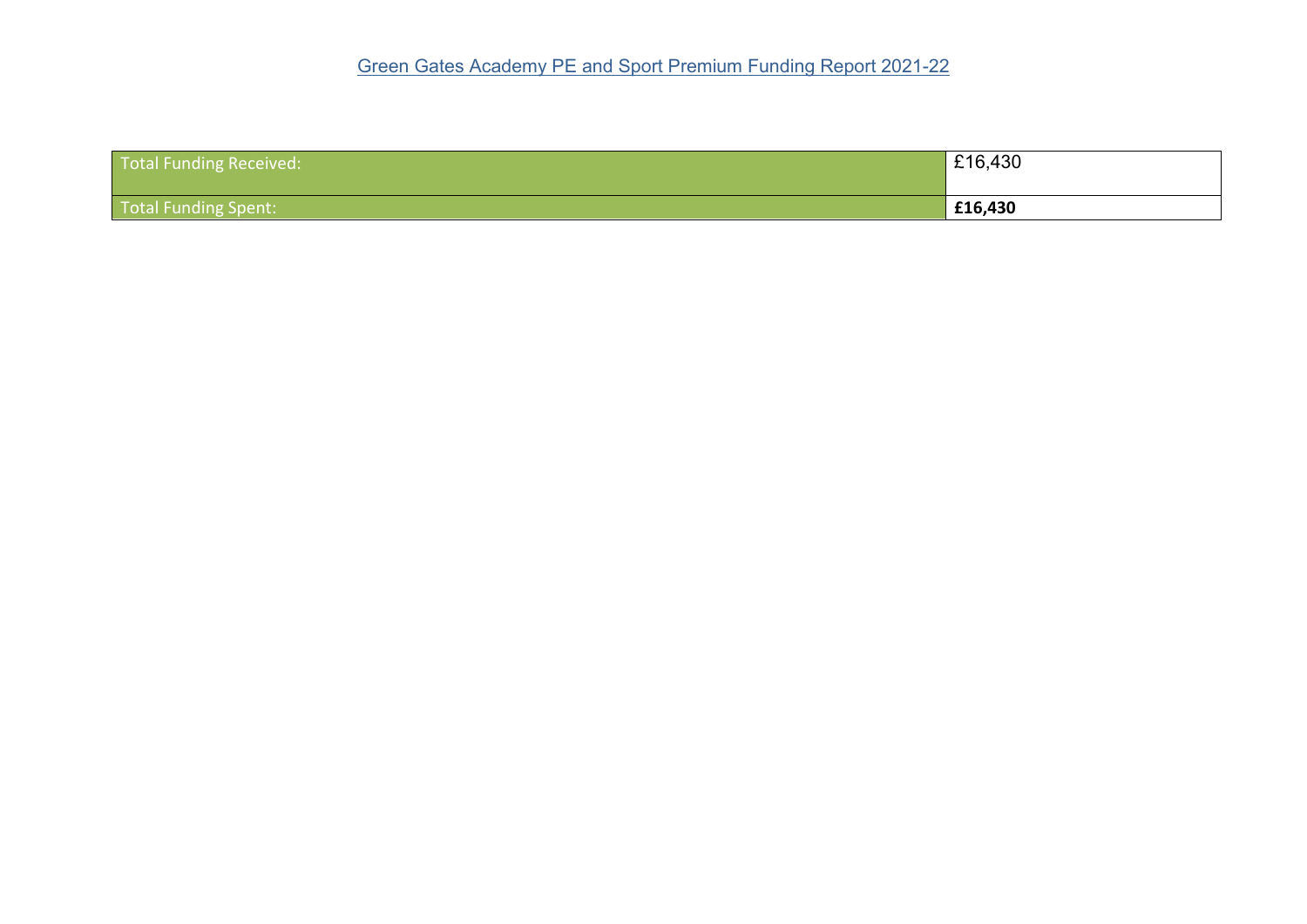# Green Gates Academy PE and Sport Premium Funding Report 2021-22

| | |
|---|---|
| Total Funding Received: | £16,430 |
| Total Funding Spent: | **£16,430** |